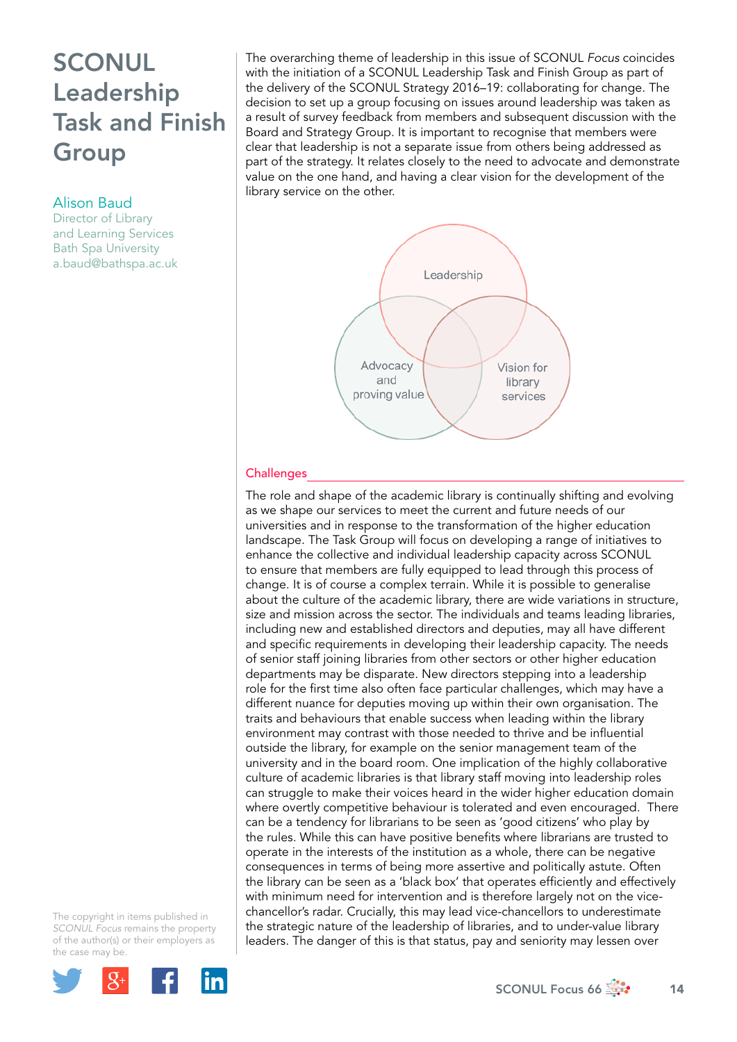# SCONUL Leadership Task and Finish Group

Alison Baud
Director of Library and Learning Services
Bath Spa University
a.baud@bathspa.ac.uk

The overarching theme of leadership in this issue of SCONUL *Focus* coincides with the initiation of a SCONUL Leadership Task and Finish Group as part of the delivery of the SCONUL Strategy 2016–19: collaborating for change. The decision to set up a group focusing on issues around leadership was taken as a result of survey feedback from members and subsequent discussion with the Board and Strategy Group. It is important to recognise that members were clear that leadership is not a separate issue from others being addressed as part of the strategy. It relates closely to the need to advocate and demonstrate value on the one hand, and having a clear vision for the development of the library service on the other.

Leadership

Advocacy and proving value

Vision for library services

## Challenges

The role and shape of the academic library is continually shifting and evolving as we shape our services to meet the current and future needs of our universities and in response to the transformation of the higher education landscape. The Task Group will focus on developing a range of initiatives to enhance the collective and individual leadership capacity across SCONUL to ensure that members are fully equipped to lead through this process of change. It is of course a complex terrain. While it is possible to generalise about the culture of the academic library, there are wide variations in structure, size and mission across the sector. The individuals and teams leading libraries, including new and established directors and deputies, may all have different and specific requirements in developing their leadership capacity. The needs of senior staff joining libraries from other sectors or other higher education departments may be disparate. New directors stepping into a leadership role for the first time also often face particular challenges, which may have a different nuance for deputies moving up within their own organisation. The traits and behaviours that enable success when leading within the library environment may contrast with those needed to thrive and be influential outside the library, for example on the senior management team of the university and in the board room. One implication of the highly collaborative culture of academic libraries is that library staff moving into leadership roles can struggle to make their voices heard in the wider higher education domain where overtly competitive behaviour is tolerated and even encouraged. There can be a tendency for librarians to be seen as 'good citizens' who play by the rules. While this can have positive benefits where librarians are trusted to operate in the interests of the institution as a whole, there can be negative consequences in terms of being more assertive and politically astute. Often the library can be seen as a 'black box' that operates efficiently and effectively with minimum need for intervention and is therefore largely not on the vice-chancellor's radar. Crucially, this may lead vice-chancellors to underestimate the strategic nature of the leadership of libraries, and to under-value library leaders. The danger of this is that status, pay and seniority may lessen over

The copyright in items published in *SCONUL Focus* remains the property of the author(s) or their employers as the case may be.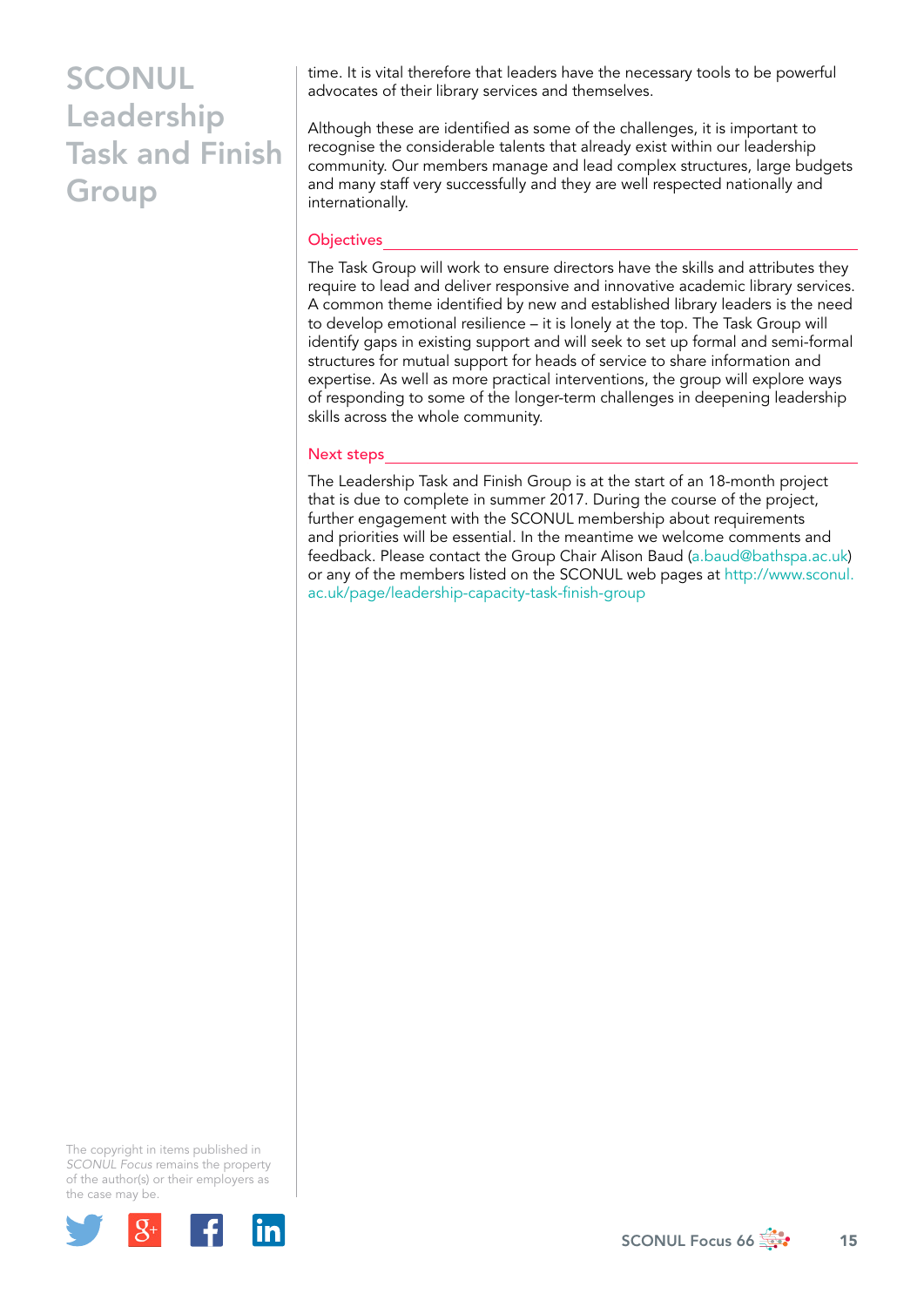# SCONUL Leadership Task and Finish Group

time. It is vital therefore that leaders have the necessary tools to be powerful advocates of their library services and themselves.

Although these are identified as some of the challenges, it is important to recognise the considerable talents that already exist within our leadership community. Our members manage and lead complex structures, large budgets and many staff very successfully and they are well respected nationally and internationally.

## Objectives

The Task Group will work to ensure directors have the skills and attributes they require to lead and deliver responsive and innovative academic library services. A common theme identified by new and established library leaders is the need to develop emotional resilience – it is lonely at the top. The Task Group will identify gaps in existing support and will seek to set up formal and semi-formal structures for mutual support for heads of service to share information and expertise. As well as more practical interventions, the group will explore ways of responding to some of the longer-term challenges in deepening leadership skills across the whole community.

## Next steps

The Leadership Task and Finish Group is at the start of an 18-month project that is due to complete in summer 2017. During the course of the project, further engagement with the SCONUL membership about requirements and priorities will be essential. In the meantime we welcome comments and feedback. Please contact the Group Chair Alison Baud (a.baud@bathspa.ac.uk) or any of the members listed on the SCONUL web pages at http://www.sconul.ac.uk/page/leadership-capacity-task-finish-group

The copyright in items published in *SCONUL Focus* remains the property of the author(s) or their employers as the case may be.